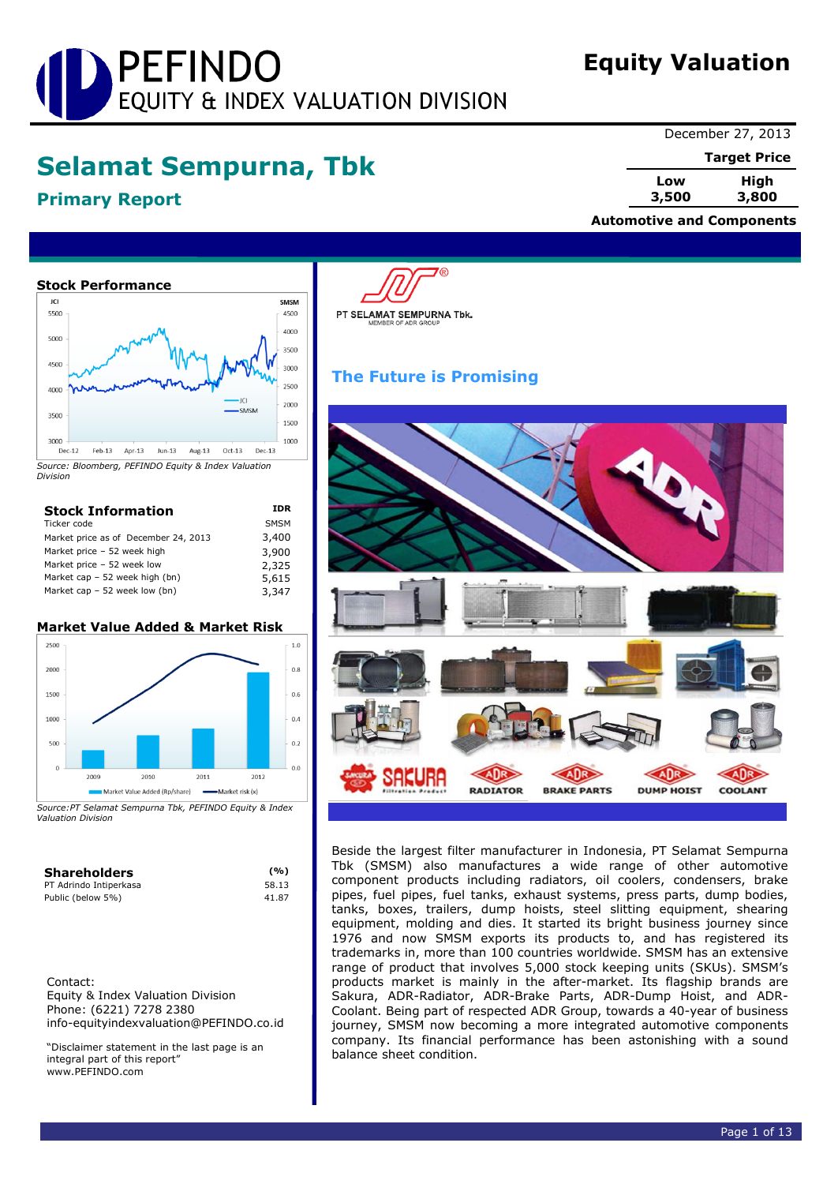# Equity Valuation

December 27, 2013

# Selamat Sempurna, Tbk

## Primary Report

| Target Price | |
|---|---|
| Low | High |
| 3,500 | 3,800 |

**Automotive and Components**

### Stock Performance

*Source: Bloomberg, PEFINDO Equity & Index Valuation Division*

### Stock Information

| | IDR |
|---|---|
| Ticker code | SMSM |
| Market price as of December 24, 2013 | 3,400 |
| Market price – 52 week high | 3,900 |
| Market price – 52 week low | 2,325 |
| Market cap – 52 week high (bn) | 5,615 |
| Market cap – 52 week low (bn) | 3,347 |

### Market Value Added & Market Risk

*Source:PT Selamat Sempurna Tbk, PEFINDO Equity & Index Valuation Division*

### Shareholders

| | (%) |
|---|---|
| PT Adrindo Intiperkasa | 58.13 |
| Public (below 5%) | 41.87 |

Contact:
Equity & Index Valuation Division
Phone: (6221) 7278 2380
info-equityindexvaluation@PEFINDO.co.id

"Disclaimer statement in the last page is an integral part of this report"
www.PEFINDO.com

## The Future is Promising

Beside the largest filter manufacturer in Indonesia, PT Selamat Sempurna Tbk (SMSM) also manufactures a wide range of other automotive component products including radiators, oil coolers, condensers, brake pipes, fuel pipes, fuel tanks, exhaust systems, press parts, dump bodies, tanks, boxes, trailers, dump hoists, steel slitting equipment, shearing equipment, molding and dies. It started its bright business journey since 1976 and now SMSM exports its products to, and has registered its trademarks in, more than 100 countries worldwide. SMSM has an extensive range of product that involves 5,000 stock keeping units (SKUs). SMSM's products market is mainly in the after-market. Its flagship brands are Sakura, ADR-Radiator, ADR-Brake Parts, ADR-Dump Hoist, and ADR-Coolant. Being part of respected ADR Group, towards a 40-year of business journey, SMSM now becoming a more integrated automotive components company. Its financial performance has been astonishing with a sound balance sheet condition.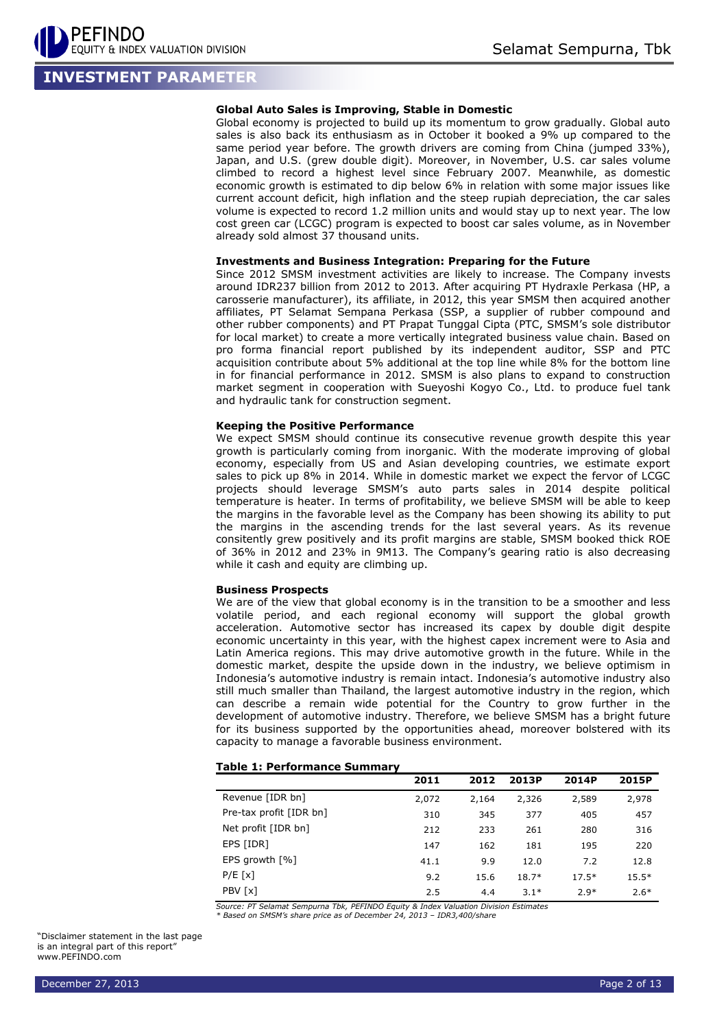## INVESTMENT PARAMETER

**Global Auto Sales is Improving, Stable in Domestic**

Global economy is projected to build up its momentum to grow gradually. Global auto sales is also back its enthusiasm as in October it booked a 9% up compared to the same period year before. The growth drivers are coming from China (jumped 33%), Japan, and U.S. (grew double digit). Moreover, in November, U.S. car sales volume climbed to record a highest level since February 2007. Meanwhile, as domestic economic growth is estimated to dip below 6% in relation with some major issues like current account deficit, high inflation and the steep rupiah depreciation, the car sales volume is expected to record 1.2 million units and would stay up to next year. The low cost green car (LCGC) program is expected to boost car sales volume, as in November already sold almost 37 thousand units.

**Investments and Business Integration: Preparing for the Future**

Since 2012 SMSM investment activities are likely to increase. The Company invests around IDR237 billion from 2012 to 2013. After acquiring PT Hydraxle Perkasa (HP, a carosserie manufacturer), its affiliate, in 2012, this year SMSM then acquired another affiliates, PT Selamat Sempana Perkasa (SSP, a supplier of rubber compound and other rubber components) and PT Prapat Tunggal Cipta (PTC, SMSM's sole distributor for local market) to create a more vertically integrated business value chain. Based on pro forma financial report published by its independent auditor, SSP and PTC acquisition contribute about 5% additional at the top line while 8% for the bottom line in for financial performance in 2012. SMSM is also plans to expand to construction market segment in cooperation with Sueyoshi Kogyo Co., Ltd. to produce fuel tank and hydraulic tank for construction segment.

**Keeping the Positive Performance**

We expect SMSM should continue its consecutive revenue growth despite this year growth is particularly coming from inorganic. With the moderate improving of global economy, especially from US and Asian developing countries, we estimate export sales to pick up 8% in 2014. While in domestic market we expect the fervor of LCGC projects should leverage SMSM's auto parts sales in 2014 despite political temperature is heater. In terms of profitability, we believe SMSM will be able to keep the margins in the favorable level as the Company has been showing its ability to put the margins in the ascending trends for the last several years. As its revenue consitently grew positively and its profit margins are stable, SMSM booked thick ROE of 36% in 2012 and 23% in 9M13. The Company's gearing ratio is also decreasing while it cash and equity are climbing up.

**Business Prospects**

We are of the view that global economy is in the transition to be a smoother and less volatile period, and each regional economy will support the global growth acceleration. Automotive sector has increased its capex by double digit despite economic uncertainty in this year, with the highest capex increment were to Asia and Latin America regions. This may drive automotive growth in the future. While in the domestic market, despite the upside down in the industry, we believe optimism in Indonesia's automotive industry is remain intact. Indonesia's automotive industry also still much smaller than Thailand, the largest automotive industry in the region, which can describe a remain wide potential for the Country to grow further in the development of automotive industry. Therefore, we believe SMSM has a bright future for its business supported by the opportunities ahead, moreover bolstered with its capacity to manage a favorable business environment.

**Table 1: Performance Summary**

| | 2011 | 2012 | 2013P | 2014P | 2015P |
|---|---|---|---|---|---|
| Revenue [IDR bn] | 2,072 | 2,164 | 2,326 | 2,589 | 2,978 |
| Pre-tax profit [IDR bn] | 310 | 345 | 377 | 405 | 457 |
| Net profit [IDR bn] | 212 | 233 | 261 | 280 | 316 |
| EPS [IDR] | 147 | 162 | 181 | 195 | 220 |
| EPS growth [%] | 41.1 | 9.9 | 12.0 | 7.2 | 12.8 |
| P/E [x] | 9.2 | 15.6 | 18.7* | 17.5* | 15.5* |
| PBV [x] | 2.5 | 4.4 | 3.1* | 2.9* | 2.6* |

*Source: PT Selamat Sempurna Tbk, PEFINDO Equity & Index Valuation Division Estimates*
*\* Based on SMSM's share price as of December 24, 2013 – IDR3,400/share*

"Disclaimer statement in the last page is an integral part of this report"
www.PEFINDO.com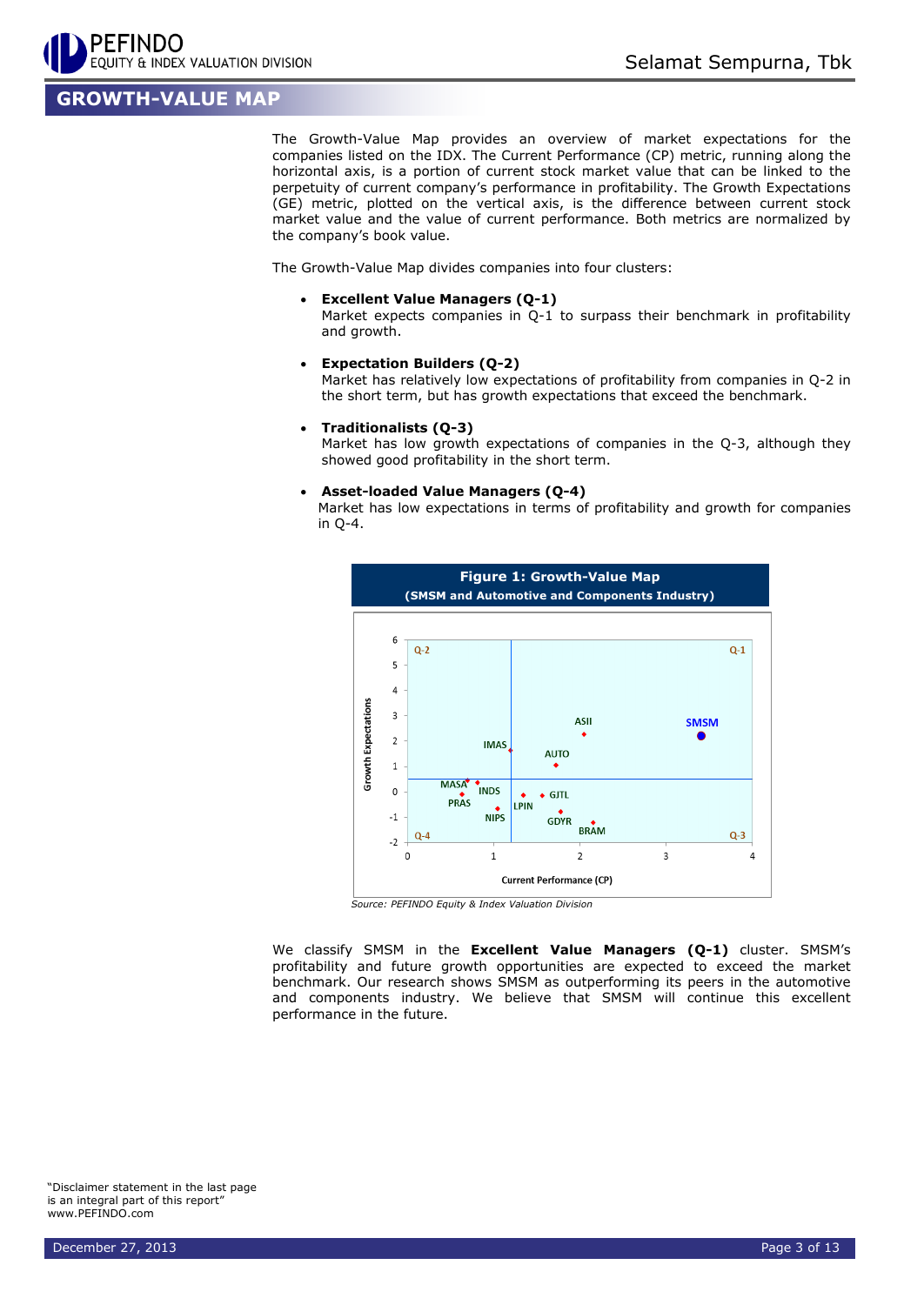## GROWTH-VALUE MAP

The Growth-Value Map provides an overview of market expectations for the companies listed on the IDX. The Current Performance (CP) metric, running along the horizontal axis, is a portion of current stock market value that can be linked to the perpetuity of current company's performance in profitability. The Growth Expectations (GE) metric, plotted on the vertical axis, is the difference between current stock market value and the value of current performance. Both metrics are normalized by the company's book value.

The Growth-Value Map divides companies into four clusters:

- **Excellent Value Managers (Q-1)**
  Market expects companies in Q-1 to surpass their benchmark in profitability and growth.
- **Expectation Builders (Q-2)**
  Market has relatively low expectations of profitability from companies in Q-2 in the short term, but has growth expectations that exceed the benchmark.
- **Traditionalists (Q-3)**
  Market has low growth expectations of companies in the Q-3, although they showed good profitability in the short term.
- **Asset-loaded Value Managers (Q-4)**
  Market has low expectations in terms of profitability and growth for companies in Q-4.

**Figure 1: Growth-Value Map**
**(SMSM and Automotive and Components Industry)**

*Source: PEFINDO Equity & Index Valuation Division*

We classify SMSM in the **Excellent Value Managers (Q-1)** cluster. SMSM's profitability and future growth opportunities are expected to exceed the market benchmark. Our research shows SMSM as outperforming its peers in the automotive and components industry. We believe that SMSM will continue this excellent performance in the future.

"Disclaimer statement in the last page is an integral part of this report"
www.PEFINDO.com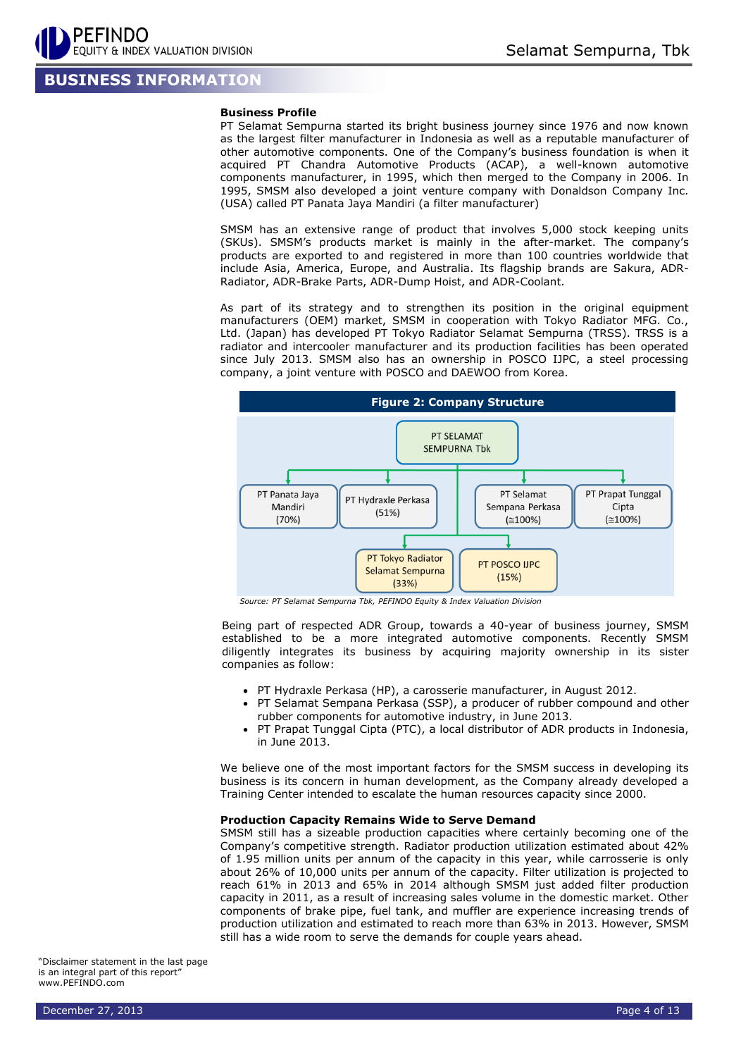## BUSINESS INFORMATION

**Business Profile**

PT Selamat Sempurna started its bright business journey since 1976 and now known as the largest filter manufacturer in Indonesia as well as a reputable manufacturer of other automotive components. One of the Company's business foundation is when it acquired PT Chandra Automotive Products (ACAP), a well-known automotive components manufacturer, in 1995, which then merged to the Company in 2006. In 1995, SMSM also developed a joint venture company with Donaldson Company Inc. (USA) called PT Panata Jaya Mandiri (a filter manufacturer)

SMSM has an extensive range of product that involves 5,000 stock keeping units (SKUs). SMSM's products market is mainly in the after-market. The company's products are exported to and registered in more than 100 countries worldwide that include Asia, America, Europe, and Australia. Its flagship brands are Sakura, ADR-Radiator, ADR-Brake Parts, ADR-Dump Hoist, and ADR-Coolant.

As part of its strategy and to strengthen its position in the original equipment manufacturers (OEM) market, SMSM in cooperation with Tokyo Radiator MFG. Co., Ltd. (Japan) has developed PT Tokyo Radiator Selamat Sempurna (TRSS). TRSS is a radiator and intercooler manufacturer and its production facilities has been operated since July 2013. SMSM also has an ownership in POSCO IJPC, a steel processing company, a joint venture with POSCO and DAEWOO from Korea.

**Figure 2: Company Structure**

PT SELAMAT SEMPURNA Tbk
- PT Panata Jaya Mandiri (70%)
- PT Hydraxle Perkasa (51%)
- PT Selamat Sempana Perkasa (≃100%)
- PT Prapat Tunggal Cipta (≃100%)
- PT Tokyo Radiator Selamat Sempurna (33%)
- PT POSCO IJPC (15%)

*Source: PT Selamat Sempurna Tbk, PEFINDO Equity & Index Valuation Division*

Being part of respected ADR Group, towards a 40-year of business journey, SMSM established to be a more integrated automotive components. Recently SMSM diligently integrates its business by acquiring majority ownership in its sister companies as follow:

- PT Hydraxle Perkasa (HP), a carosserie manufacturer, in August 2012.
- PT Selamat Sempana Perkasa (SSP), a producer of rubber compound and other rubber components for automotive industry, in June 2013.
- PT Prapat Tunggal Cipta (PTC), a local distributor of ADR products in Indonesia, in June 2013.

We believe one of the most important factors for the SMSM success in developing its business is its concern in human development, as the Company already developed a Training Center intended to escalate the human resources capacity since 2000.

**Production Capacity Remains Wide to Serve Demand**

SMSM still has a sizeable production capacities where certainly becoming one of the Company's competitive strength. Radiator production utilization estimated about 42% of 1.95 million units per annum of the capacity in this year, while carrosserie is only about 26% of 10,000 units per annum of the capacity. Filter utilization is projected to reach 61% in 2013 and 65% in 2014 although SMSM just added filter production capacity in 2011, as a result of increasing sales volume in the domestic market. Other components of brake pipe, fuel tank, and muffler are experience increasing trends of production utilization and estimated to reach more than 63% in 2013. However, SMSM still has a wide room to serve the demands for couple years ahead.

"Disclaimer statement in the last page is an integral part of this report"
www.PEFINDO.com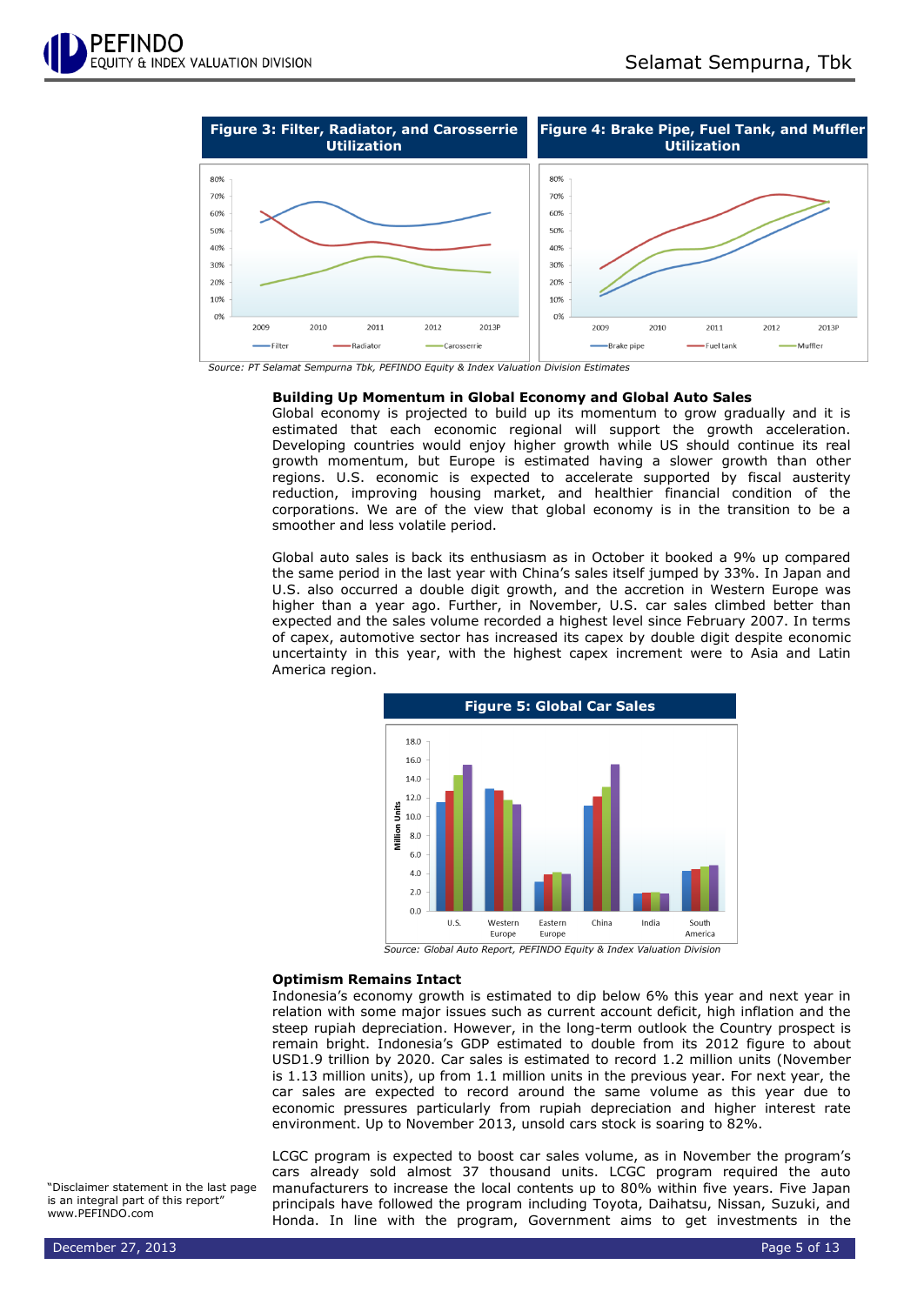**Figure 3: Filter, Radiator, and Carosserrie Utilization**

**Figure 4: Brake Pipe, Fuel Tank, and Muffler Utilization**

*Source: PT Selamat Sempurna Tbk, PEFINDO Equity & Index Valuation Division Estimates*

**Building Up Momentum in Global Economy and Global Auto Sales**

Global economy is projected to build up its momentum to grow gradually and it is estimated that each economic regional will support the growth acceleration. Developing countries would enjoy higher growth while US should continue its real growth momentum, but Europe is estimated having a slower growth than other regions. U.S. economic is expected to accelerate supported by fiscal austerity reduction, improving housing market, and healthier financial condition of the corporations. We are of the view that global economy is in the transition to be a smoother and less volatile period.

Global auto sales is back its enthusiasm as in October it booked a 9% up compared the same period in the last year with China's sales itself jumped by 33%. In Japan and U.S. also occurred a double digit growth, and the accretion in Western Europe was higher than a year ago. Further, in November, U.S. car sales climbed better than expected and the sales volume recorded a highest level since February 2007. In terms of capex, automotive sector has increased its capex by double digit despite economic uncertainty in this year, with the highest capex increment were to Asia and Latin America region.

**Figure 5: Global Car Sales**

*Source: Global Auto Report, PEFINDO Equity & Index Valuation Division*

**Optimism Remains Intact**

Indonesia's economy growth is estimated to dip below 6% this year and next year in relation with some major issues such as current account deficit, high inflation and the steep rupiah depreciation. However, in the long-term outlook the Country prospect is remain bright. Indonesia's GDP estimated to double from its 2012 figure to about USD1.9 trillion by 2020. Car sales is estimated to record 1.2 million units (November is 1.13 million units), up from 1.1 million units in the previous year. For next year, the car sales are expected to record around the same volume as this year due to economic pressures particularly from rupiah depreciation and higher interest rate environment. Up to November 2013, unsold cars stock is soaring to 82%.

LCGC program is expected to boost car sales volume, as in November the program's cars already sold almost 37 thousand units. LCGC program required the auto manufacturers to increase the local contents up to 80% within five years. Five Japan principals have followed the program including Toyota, Daihatsu, Nissan, Suzuki, and Honda. In line with the program, Government aims to get investments in the

"Disclaimer statement in the last page is an integral part of this report"
www.PEFINDO.com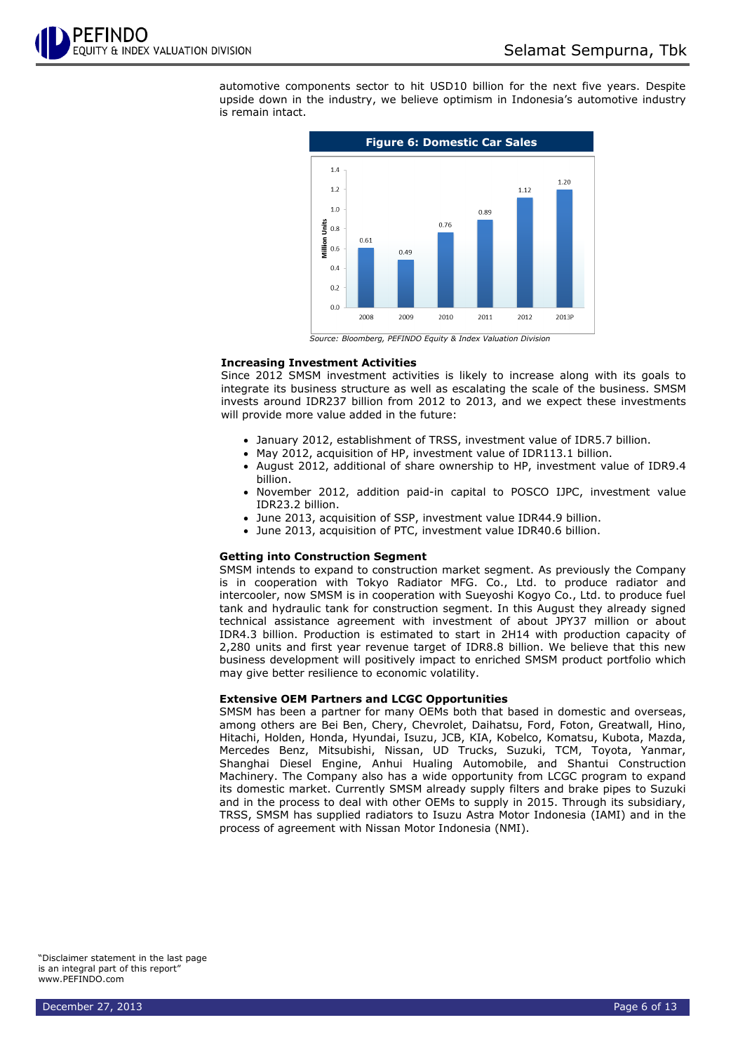automotive components sector to hit USD10 billion for the next five years. Despite upside down in the industry, we believe optimism in Indonesia's automotive industry is remain intact.

**Figure 6: Domestic Car Sales**

| Year | Million Units |
|---|---|
| 2008 | 0.61 |
| 2009 | 0.49 |
| 2010 | 0.76 |
| 2011 | 0.89 |
| 2012 | 1.12 |
| 2013P | 1.20 |

*Source: Bloomberg, PEFINDO Equity & Index Valuation Division*

### Increasing Investment Activities

Since 2012 SMSM investment activities is likely to increase along with its goals to integrate its business structure as well as escalating the scale of the business. SMSM invests around IDR237 billion from 2012 to 2013, and we expect these investments will provide more value added in the future:

- January 2012, establishment of TRSS, investment value of IDR5.7 billion.
- May 2012, acquisition of HP, investment value of IDR113.1 billion.
- August 2012, additional of share ownership to HP, investment value of IDR9.4 billion.
- November 2012, addition paid-in capital to POSCO IJPC, investment value IDR23.2 billion.
- June 2013, acquisition of SSP, investment value IDR44.9 billion.
- June 2013, acquisition of PTC, investment value IDR40.6 billion.

### Getting into Construction Segment

SMSM intends to expand to construction market segment. As previously the Company is in cooperation with Tokyo Radiator MFG. Co., Ltd. to produce radiator and intercooler, now SMSM is in cooperation with Sueyoshi Kogyo Co., Ltd. to produce fuel tank and hydraulic tank for construction segment. In this August they already signed technical assistance agreement with investment of about JPY37 million or about IDR4.3 billion. Production is estimated to start in 2H14 with production capacity of 2,280 units and first year revenue target of IDR8.8 billion. We believe that this new business development will positively impact to enriched SMSM product portfolio which may give better resilience to economic volatility.

### Extensive OEM Partners and LCGC Opportunities

SMSM has been a partner for many OEMs both that based in domestic and overseas, among others are Bei Ben, Chery, Chevrolet, Daihatsu, Ford, Foton, Greatwall, Hino, Hitachi, Holden, Honda, Hyundai, Isuzu, JCB, KIA, Kobelco, Komatsu, Kubota, Mazda, Mercedes Benz, Mitsubishi, Nissan, UD Trucks, Suzuki, TCM, Toyota, Yanmar, Shanghai Diesel Engine, Anhui Hualing Automobile, and Shantui Construction Machinery. The Company also has a wide opportunity from LCGC program to expand its domestic market. Currently SMSM already supply filters and brake pipes to Suzuki and in the process to deal with other OEMs to supply in 2015. Through its subsidiary, TRSS, SMSM has supplied radiators to Isuzu Astra Motor Indonesia (IAMI) and in the process of agreement with Nissan Motor Indonesia (NMI).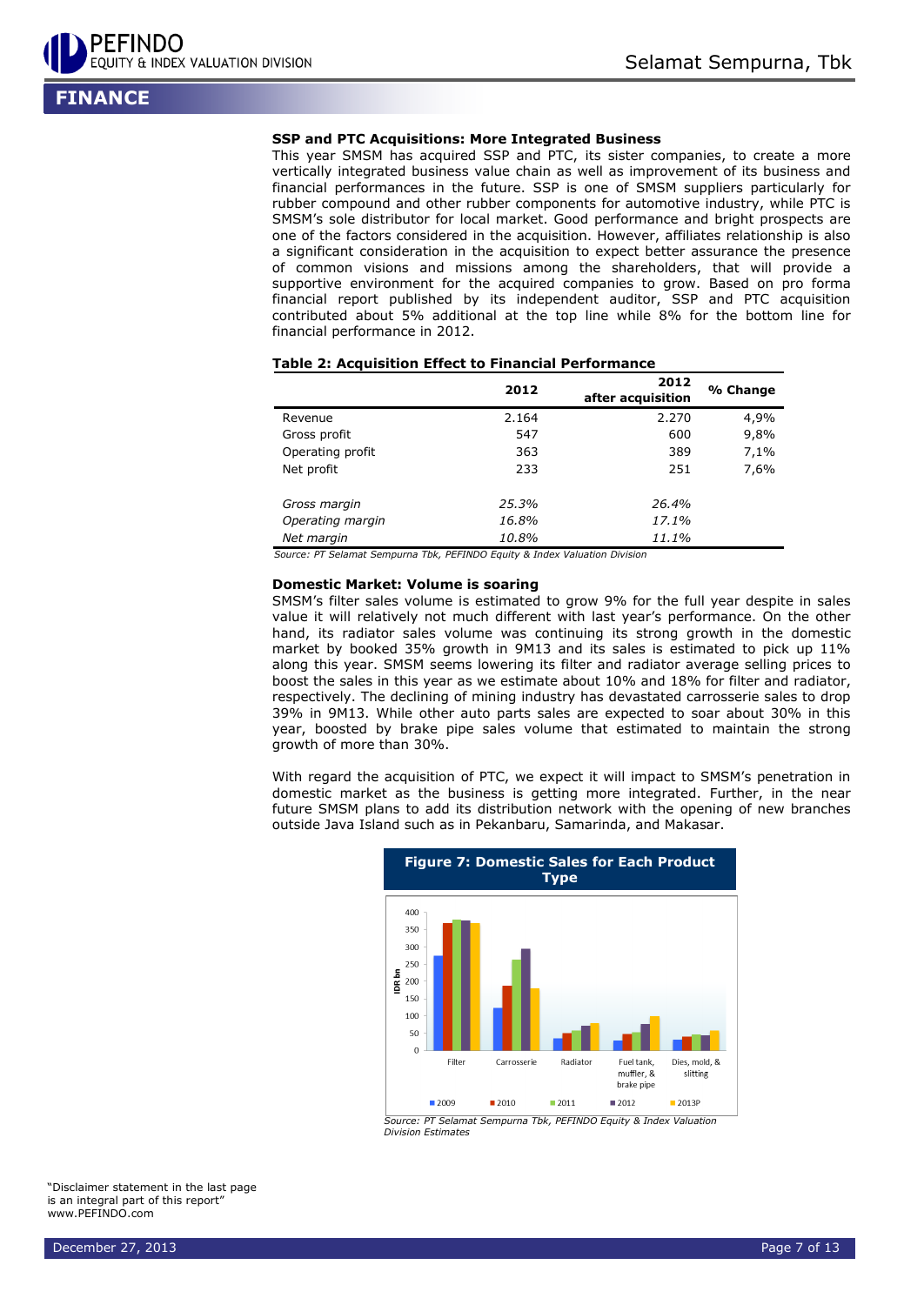# FINANCE

### SSP and PTC Acquisitions: More Integrated Business

This year SMSM has acquired SSP and PTC, its sister companies, to create a more vertically integrated business value chain as well as improvement of its business and financial performances in the future. SSP is one of SMSM suppliers particularly for rubber compound and other rubber components for automotive industry, while PTC is SMSM's sole distributor for local market. Good performance and bright prospects are one of the factors considered in the acquisition. However, affiliates relationship is also a significant consideration in the acquisition to expect better assurance the presence of common visions and missions among the shareholders, that will provide a supportive environment for the acquired companies to grow. Based on pro forma financial report published by its independent auditor, SSP and PTC acquisition contributed about 5% additional at the top line while 8% for the bottom line for financial performance in 2012.

**Table 2: Acquisition Effect to Financial Performance**

| | 2012 | 2012 after acquisition | % Change |
|---|---|---|---|
| Revenue | 2.164 | 2.270 | 4,9% |
| Gross profit | 547 | 600 | 9,8% |
| Operating profit | 363 | 389 | 7,1% |
| Net profit | 233 | 251 | 7,6% |
| | | | |
| *Gross margin* | *25.3%* | *26.4%* | |
| *Operating margin* | *16.8%* | *17.1%* | |
| *Net margin* | *10.8%* | *11.1%* | |

*Source: PT Selamat Sempurna Tbk, PEFINDO Equity & Index Valuation Division*

### Domestic Market: Volume is soaring

SMSM's filter sales volume is estimated to grow 9% for the full year despite in sales value it will relatively not much different with last year's performance. On the other hand, its radiator sales volume was continuing its strong growth in the domestic market by booked 35% growth in 9M13 and its sales is estimated to pick up 11% along this year. SMSM seems lowering its filter and radiator average selling prices to boost the sales in this year as we estimate about 10% and 18% for filter and radiator, respectively. The declining of mining industry has devastated carrosserie sales to drop 39% in 9M13. While other auto parts sales are expected to soar about 30% in this year, boosted by brake pipe sales volume that estimated to maintain the strong growth of more than 30%.

With regard the acquisition of PTC, we expect it will impact to SMSM's penetration in domestic market as the business is getting more integrated. Further, in the near future SMSM plans to add its distribution network with the opening of new branches outside Java Island such as in Pekanbaru, Samarinda, and Makasar.

**Figure 7: Domestic Sales for Each Product Type**

*Source: PT Selamat Sempurna Tbk, PEFINDO Equity & Index Valuation Division Estimates*

"Disclaimer statement in the last page is an integral part of this report"
www.PEFINDO.com

December 27, 2013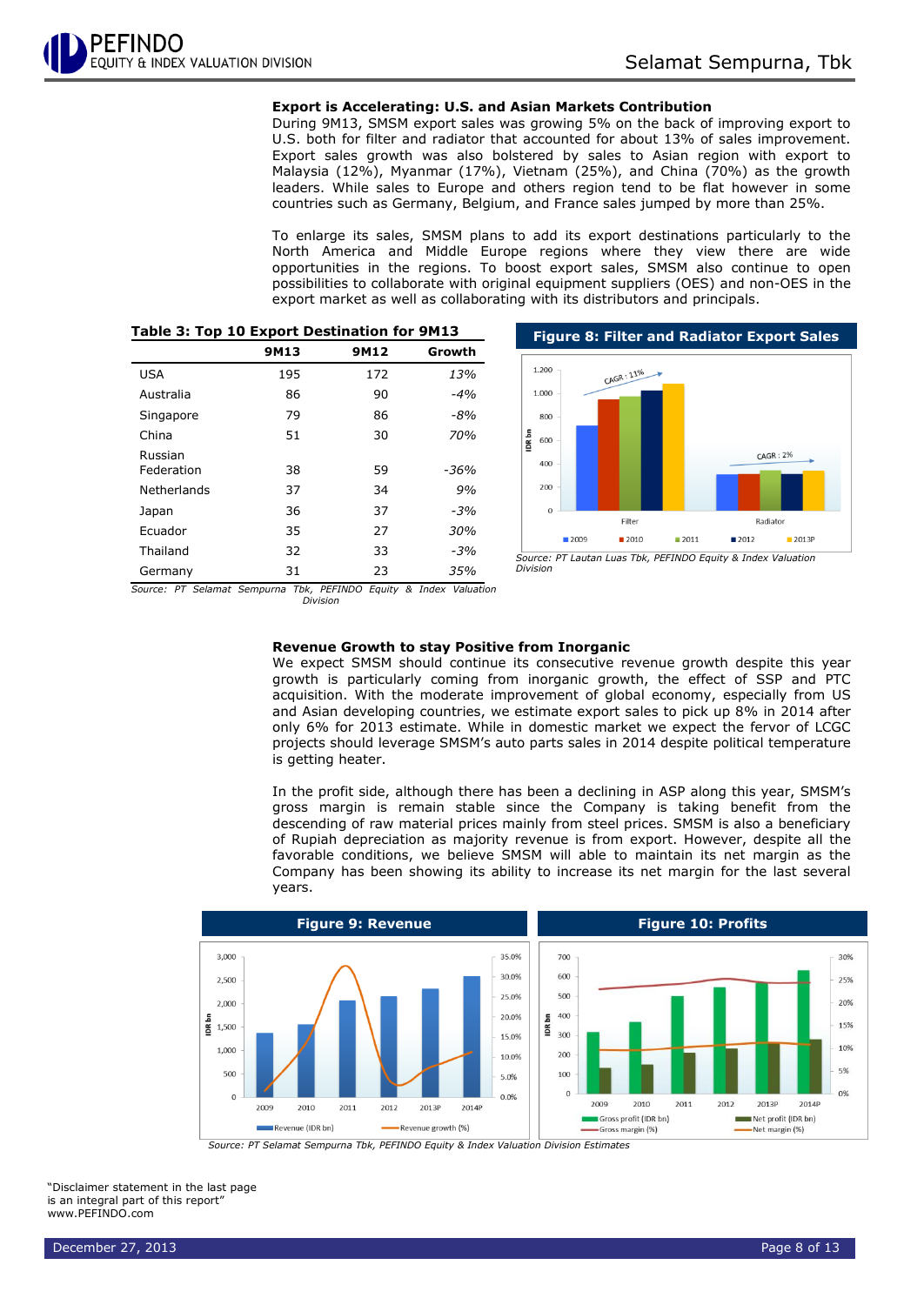### Export is Accelerating: U.S. and Asian Markets Contribution

During 9M13, SMSM export sales was growing 5% on the back of improving export to U.S. both for filter and radiator that accounted for about 13% of sales improvement. Export sales growth was also bolstered by sales to Asian region with export to Malaysia (12%), Myanmar (17%), Vietnam (25%), and China (70%) as the growth leaders. While sales to Europe and others region tend to be flat however in some countries such as Germany, Belgium, and France sales jumped by more than 25%.

To enlarge its sales, SMSM plans to add its export destinations particularly to the North America and Middle Europe regions where they view there are wide opportunities in the regions. To boost export sales, SMSM also continue to open possibilities to collaborate with original equipment suppliers (OES) and non-OES in the export market as well as collaborating with its distributors and principals.

**Table 3: Top 10 Export Destination for 9M13**

| | 9M13 | 9M12 | Growth |
|---|---|---|---|
| USA | 195 | 172 | *13%* |
| Australia | 86 | 90 | *-4%* |
| Singapore | 79 | 86 | *-8%* |
| China | 51 | 30 | *70%* |
| Russian Federation | 38 | 59 | *-36%* |
| Netherlands | 37 | 34 | *9%* |
| Japan | 36 | 37 | *-3%* |
| Ecuador | 35 | 27 | *30%* |
| Thailand | 32 | 33 | *-3%* |
| Germany | 31 | 23 | *35%* |

*Source: PT Selamat Sempurna Tbk, PEFINDO Equity & Index Valuation Division*

**Figure 8: Filter and Radiator Export Sales**

*Source: PT Lautan Luas Tbk, PEFINDO Equity & Index Valuation Division*

### Revenue Growth to stay Positive from Inorganic

We expect SMSM should continue its consecutive revenue growth despite this year growth is particularly coming from inorganic growth, the effect of SSP and PTC acquisition. With the moderate improvement of global economy, especially from US and Asian developing countries, we estimate export sales to pick up 8% in 2014 after only 6% for 2013 estimate. While in domestic market we expect the fervor of LCGC projects should leverage SMSM's auto parts sales in 2014 despite political temperature is getting heater.

In the profit side, although there has been a declining in ASP along this year, SMSM's gross margin is remain stable since the Company is taking benefit from the descending of raw material prices mainly from steel prices. SMSM is also a beneficiary of Rupiah depreciation as majority revenue is from export. However, despite all the favorable conditions, we believe SMSM will able to maintain its net margin as the Company has been showing its ability to increase its net margin for the last several years.

**Figure 9: Revenue**

**Figure 10: Profits**

*Source: PT Selamat Sempurna Tbk, PEFINDO Equity & Index Valuation Division Estimates*

"Disclaimer statement in the last page is an integral part of this report"
www.PEFINDO.com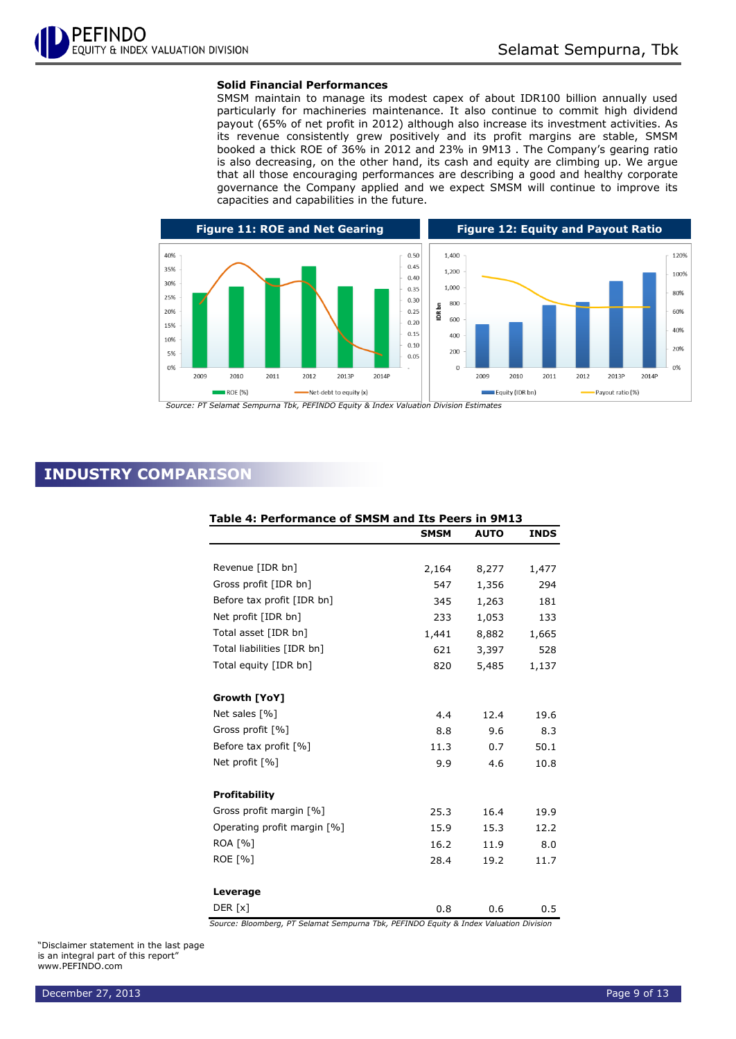### Solid Financial Performances

SMSM maintain to manage its modest capex of about IDR100 billion annually used particularly for machineries maintenance. It also continue to commit high dividend payout (65% of net profit in 2012) although also increase its investment activities. As its revenue consistently grew positively and its profit margins are stable, SMSM booked a thick ROE of 36% in 2012 and 23% in 9M13 . The Company's gearing ratio is also decreasing, on the other hand, its cash and equity are climbing up. We argue that all those encouraging performances are describing a good and healthy corporate governance the Company applied and we expect SMSM will continue to improve its capacities and capabilities in the future.

**Figure 11: ROE and Net Gearing**

**Figure 12: Equity and Payout Ratio**

*Source: PT Selamat Sempurna Tbk, PEFINDO Equity & Index Valuation Division Estimates*

## INDUSTRY COMPARISON

**Table 4: Performance of SMSM and Its Peers in 9M13**

| | SMSM | AUTO | INDS |
|---|---|---|---|
| Revenue [IDR bn] | 2,164 | 8,277 | 1,477 |
| Gross profit [IDR bn] | 547 | 1,356 | 294 |
| Before tax profit [IDR bn] | 345 | 1,263 | 181 |
| Net profit [IDR bn] | 233 | 1,053 | 133 |
| Total asset [IDR bn] | 1,441 | 8,882 | 1,665 |
| Total liabilities [IDR bn] | 621 | 3,397 | 528 |
| Total equity [IDR bn] | 820 | 5,485 | 1,137 |
| **Growth [YoY]** | | | |
| Net sales [%] | 4.4 | 12.4 | 19.6 |
| Gross profit [%] | 8.8 | 9.6 | 8.3 |
| Before tax profit [%] | 11.3 | 0.7 | 50.1 |
| Net profit [%] | 9.9 | 4.6 | 10.8 |
| **Profitability** | | | |
| Gross profit margin [%] | 25.3 | 16.4 | 19.9 |
| Operating profit margin [%] | 15.9 | 15.3 | 12.2 |
| ROA [%] | 16.2 | 11.9 | 8.0 |
| ROE [%] | 28.4 | 19.2 | 11.7 |
| **Leverage** | | | |
| DER [x] | 0.8 | 0.6 | 0.5 |

*Source: Bloomberg, PT Selamat Sempurna Tbk, PEFINDO Equity & Index Valuation Division*

"Disclaimer statement in the last page is an integral part of this report"
www.PEFINDO.com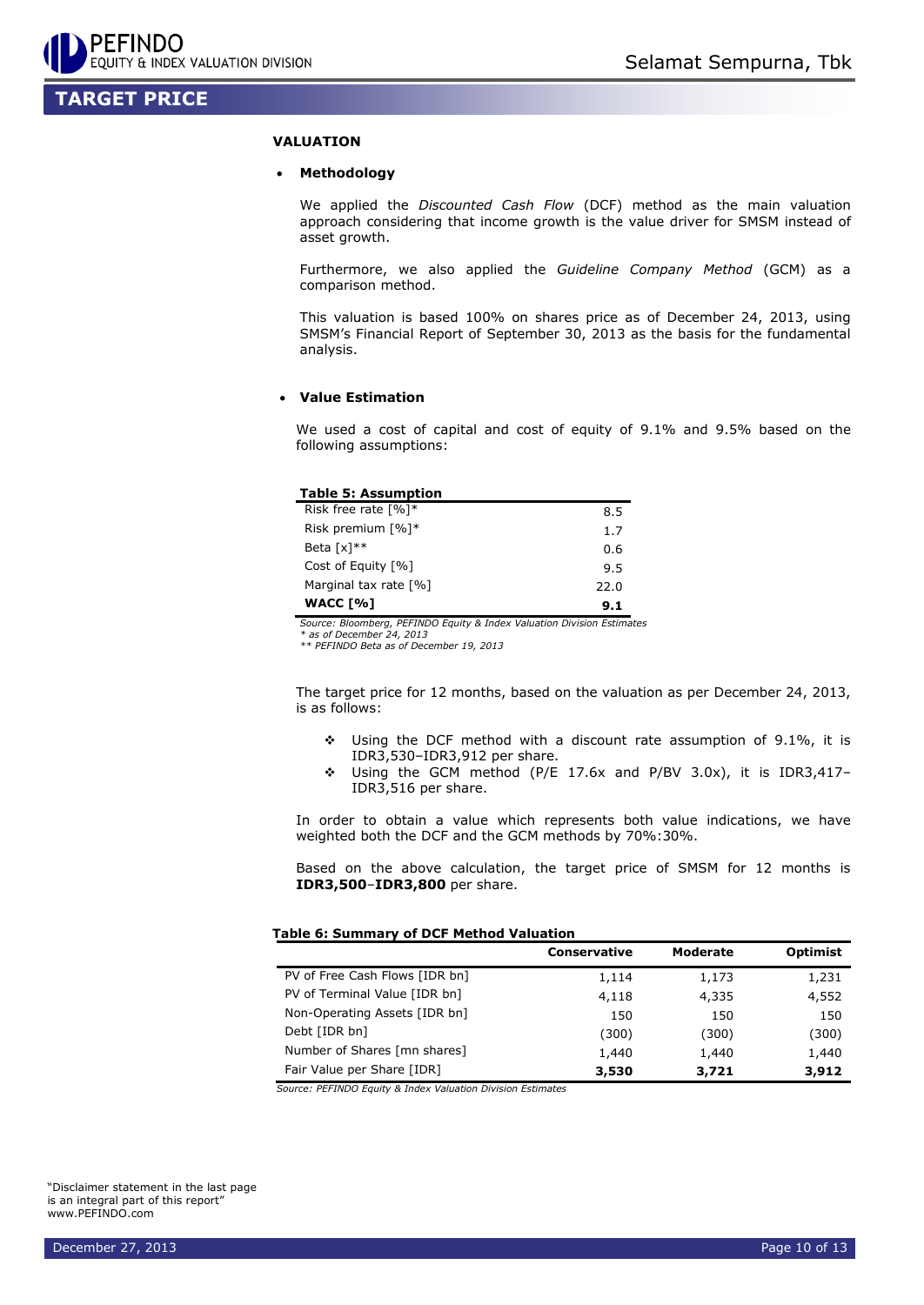## TARGET PRICE

### VALUATION

- **Methodology**

We applied the *Discounted Cash Flow* (DCF) method as the main valuation approach considering that income growth is the value driver for SMSM instead of asset growth.

Furthermore, we also applied the *Guideline Company Method* (GCM) as a comparison method.

This valuation is based 100% on shares price as of December 24, 2013, using SMSM's Financial Report of September 30, 2013 as the basis for the fundamental analysis.

- **Value Estimation**

We used a cost of capital and cost of equity of 9.1% and 9.5% based on the following assumptions:

**Table 5: Assumption**

| | |
|---|---|
| Risk free rate [%]* | 8.5 |
| Risk premium [%]* | 1.7 |
| Beta [x]** | 0.6 |
| Cost of Equity [%] | 9.5 |
| Marginal tax rate [%] | 22.0 |
| **WACC [%]** | **9.1** |

*Source: Bloomberg, PEFINDO Equity & Index Valuation Division Estimates*
*\* as of December 24, 2013*
*\*\* PEFINDO Beta as of December 19, 2013*

The target price for 12 months, based on the valuation as per December 24, 2013, is as follows:

- Using the DCF method with a discount rate assumption of 9.1%, it is IDR3,530–IDR3,912 per share.
- Using the GCM method (P/E 17.6x and P/BV 3.0x), it is IDR3,417–IDR3,516 per share.

In order to obtain a value which represents both value indications, we have weighted both the DCF and the GCM methods by 70%:30%.

Based on the above calculation, the target price of SMSM for 12 months is **IDR3,500**–**IDR3,800** per share.

**Table 6: Summary of DCF Method Valuation**

| | Conservative | Moderate | Optimist |
|---|---|---|---|
| PV of Free Cash Flows [IDR bn] | 1,114 | 1,173 | 1,231 |
| PV of Terminal Value [IDR bn] | 4,118 | 4,335 | 4,552 |
| Non-Operating Assets [IDR bn] | 150 | 150 | 150 |
| Debt [IDR bn] | (300) | (300) | (300) |
| Number of Shares [mn shares] | 1,440 | 1,440 | 1,440 |
| Fair Value per Share [IDR] | **3,530** | **3,721** | **3,912** |

*Source: PEFINDO Equity & Index Valuation Division Estimates*

"Disclaimer statement in the last page is an integral part of this report"
www.PEFINDO.com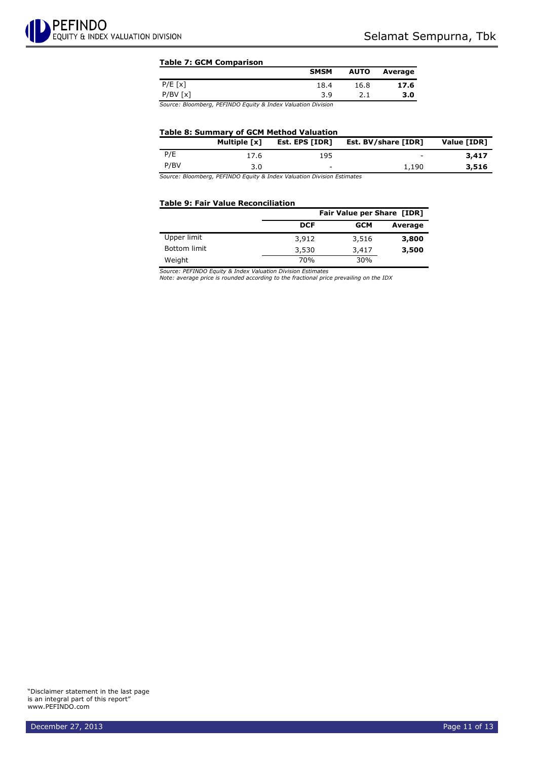**Table 7: GCM Comparison**

| | SMSM | AUTO | Average |
|---|---|---|---|
| P/E [x] | 18.4 | 16.8 | **17.6** |
| P/BV [x] | 3.9 | 2.1 | **3.0** |

*Source: Bloomberg, PEFINDO Equity & Index Valuation Division*

**Table 8: Summary of GCM Method Valuation**

| | Multiple [x] | Est. EPS [IDR] | Est. BV/share [IDR] | Value [IDR] |
|---|---|---|---|---|
| P/E | 17.6 | 195 | - | **3,417** |
| P/BV | 3.0 | - | 1,190 | **3,516** |

*Source: Bloomberg, PEFINDO Equity & Index Valuation Division Estimates*

**Table 9: Fair Value Reconciliation**

| | Fair Value per Share [IDR] | | |
|---|---|---|---|
| | DCF | GCM | Average |
| Upper limit | 3,912 | 3,516 | **3,800** |
| Bottom limit | 3,530 | 3,417 | **3,500** |
| Weight | 70% | 30% | |

*Source: PEFINDO Equity & Index Valuation Division Estimates*
*Note: average price is rounded according to the fractional price prevailing on the IDX*

"Disclaimer statement in the last page is an integral part of this report"
www.PEFINDO.com

December 27, 2013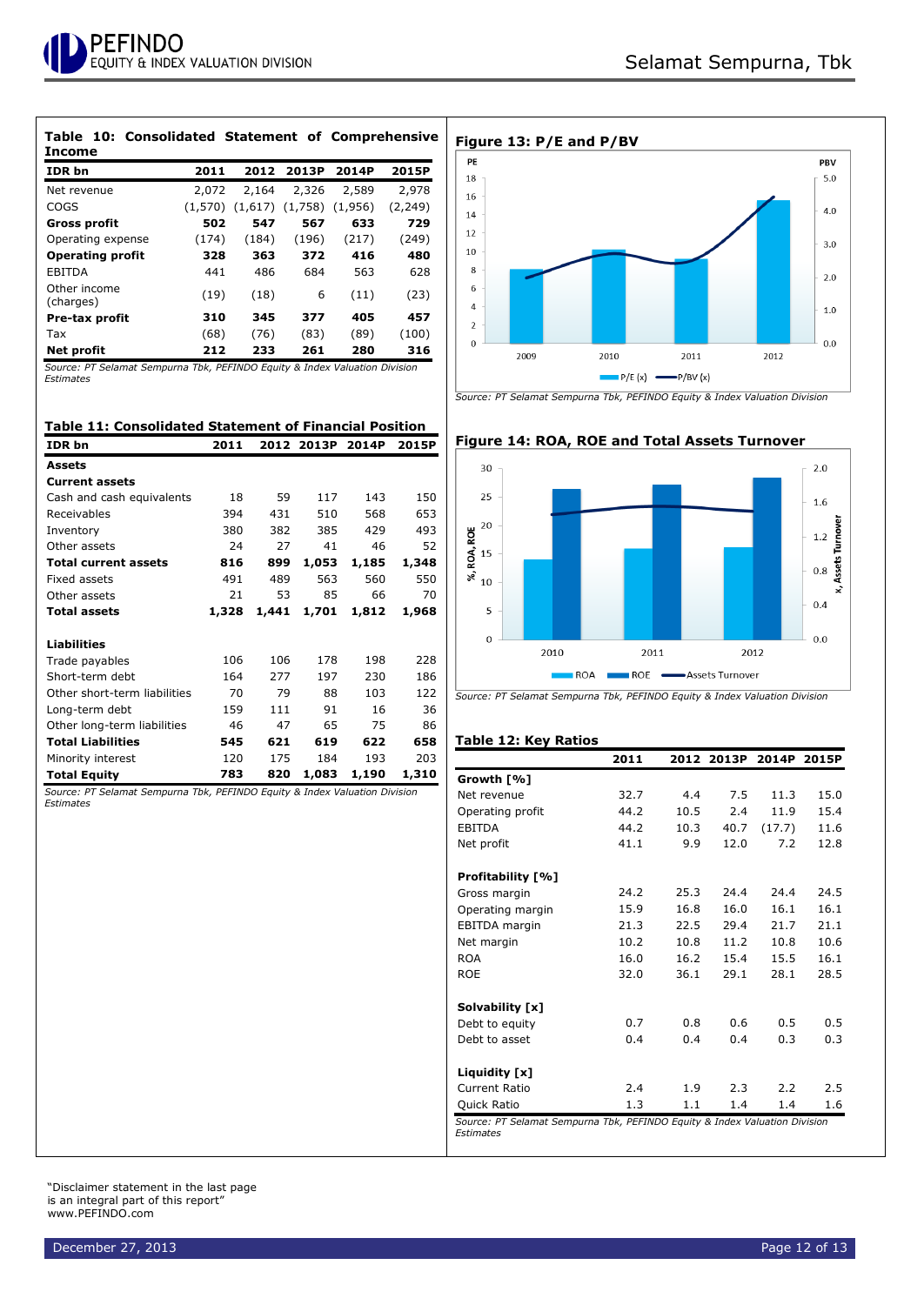### Table 10: Consolidated Statement of Comprehensive Income

| IDR bn | 2011 | 2012 | 2013P | 2014P | 2015P |
|---|---|---|---|---|---|
| Net revenue | 2,072 | 2,164 | 2,326 | 2,589 | 2,978 |
| COGS | (1,570) | (1,617) | (1,758) | (1,956) | (2,249) |
| **Gross profit** | **502** | **547** | **567** | **633** | **729** |
| Operating expense | (174) | (184) | (196) | (217) | (249) |
| **Operating profit** | **328** | **363** | **372** | **416** | **480** |
| EBITDA | 441 | 486 | 684 | 563 | 628 |
| Other income (charges) | (19) | (18) | 6 | (11) | (23) |
| **Pre-tax profit** | **310** | **345** | **377** | **405** | **457** |
| Tax | (68) | (76) | (83) | (89) | (100) |
| **Net profit** | **212** | **233** | **261** | **280** | **316** |

*Source: PT Selamat Sempurna Tbk, PEFINDO Equity & Index Valuation Division Estimates*

### Table 11: Consolidated Statement of Financial Position

| IDR bn | 2011 | 2012 | 2013P | 2014P | 2015P |
|---|---|---|---|---|---|
| **Assets** | | | | | |
| **Current assets** | | | | | |
| Cash and cash equivalents | 18 | 59 | 117 | 143 | 150 |
| Receivables | 394 | 431 | 510 | 568 | 653 |
| Inventory | 380 | 382 | 385 | 429 | 493 |
| Other assets | 24 | 27 | 41 | 46 | 52 |
| **Total current assets** | **816** | **899** | **1,053** | **1,185** | **1,348** |
| Fixed assets | 491 | 489 | 563 | 560 | 550 |
| Other assets | 21 | 53 | 85 | 66 | 70 |
| **Total assets** | **1,328** | **1,441** | **1,701** | **1,812** | **1,968** |
| | | | | | |
| **Liabilities** | | | | | |
| Trade payables | 106 | 106 | 178 | 198 | 228 |
| Short-term debt | 164 | 277 | 197 | 230 | 186 |
| Other short-term liabilities | 70 | 79 | 88 | 103 | 122 |
| Long-term debt | 159 | 111 | 91 | 16 | 36 |
| Other long-term liabilities | 46 | 47 | 65 | 75 | 86 |
| **Total Liabilities** | **545** | **621** | **619** | **622** | **658** |
| Minority interest | 120 | 175 | 184 | 193 | 203 |
| **Total Equity** | **783** | **820** | **1,083** | **1,190** | **1,310** |

*Source: PT Selamat Sempurna Tbk, PEFINDO Equity & Index Valuation Division Estimates*

### Figure 13: P/E and P/BV

*Source: PT Selamat Sempurna Tbk, PEFINDO Equity & Index Valuation Division*

### Figure 14: ROA, ROE and Total Assets Turnover

*Source: PT Selamat Sempurna Tbk, PEFINDO Equity & Index Valuation Division*

### Table 12: Key Ratios

| | 2011 | 2012 | 2013P | 2014P | 2015P |
|---|---|---|---|---|---|
| **Growth [%]** | | | | | |
| Net revenue | 32.7 | 4.4 | 7.5 | 11.3 | 15.0 |
| Operating profit | 44.2 | 10.5 | 2.4 | 11.9 | 15.4 |
| EBITDA | 44.2 | 10.3 | 40.7 | (17.7) | 11.6 |
| Net profit | 41.1 | 9.9 | 12.0 | 7.2 | 12.8 |
| | | | | | |
| **Profitability [%]** | | | | | |
| Gross margin | 24.2 | 25.3 | 24.4 | 24.4 | 24.5 |
| Operating margin | 15.9 | 16.8 | 16.0 | 16.1 | 16.1 |
| EBITDA margin | 21.3 | 22.5 | 29.4 | 21.7 | 21.1 |
| Net margin | 10.2 | 10.8 | 11.2 | 10.8 | 10.6 |
| ROA | 16.0 | 16.2 | 15.4 | 15.5 | 16.1 |
| ROE | 32.0 | 36.1 | 29.1 | 28.1 | 28.5 |
| | | | | | |
| **Solvability [x]** | | | | | |
| Debt to equity | 0.7 | 0.8 | 0.6 | 0.5 | 0.5 |
| Debt to asset | 0.4 | 0.4 | 0.4 | 0.3 | 0.3 |
| | | | | | |
| **Liquidity [x]** | | | | | |
| Current Ratio | 2.4 | 1.9 | 2.3 | 2.2 | 2.5 |
| Quick Ratio | 1.3 | 1.1 | 1.4 | 1.4 | 1.6 |

*Source: PT Selamat Sempurna Tbk, PEFINDO Equity & Index Valuation Division Estimates*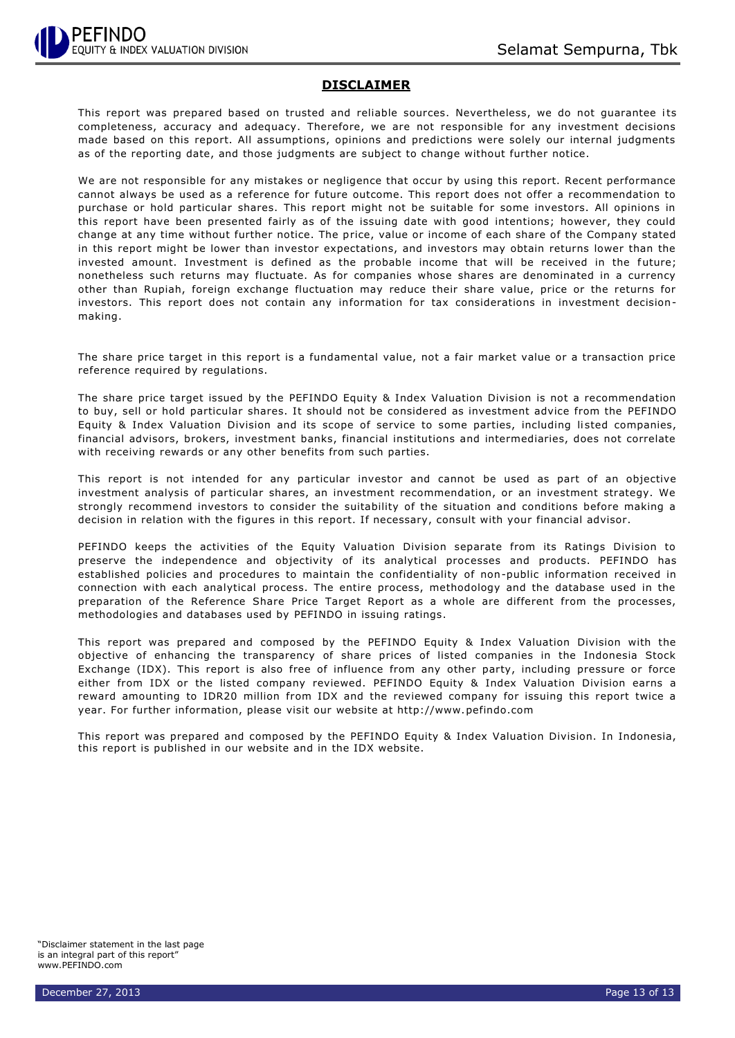# DISCLAIMER

This report was prepared based on trusted and reliable sources. Nevertheless, we do not guarantee its completeness, accuracy and adequacy. Therefore, we are not responsible for any investment decisions made based on this report. All assumptions, opinions and predictions were solely our internal judgments as of the reporting date, and those judgments are subject to change without further notice.

We are not responsible for any mistakes or negligence that occur by using this report. Recent performance cannot always be used as a reference for future outcome. This report does not offer a recommendation to purchase or hold particular shares. This report might not be suitable for some investors. All opinions in this report have been presented fairly as of the issuing date with good intentions; however, they could change at any time without further notice. The price, value or income of each share of the Company stated in this report might be lower than investor expectations, and investors may obtain returns lower than the invested amount. Investment is defined as the probable income that will be received in the future; nonetheless such returns may fluctuate. As for companies whose shares are denominated in a currency other than Rupiah, foreign exchange fluctuation may reduce their share value, price or the returns for investors. This report does not contain any information for tax considerations in investment decision-making.

The share price target in this report is a fundamental value, not a fair market value or a transaction price reference required by regulations.

The share price target issued by the PEFINDO Equity & Index Valuation Division is not a recommendation to buy, sell or hold particular shares. It should not be considered as investment advice from the PEFINDO Equity & Index Valuation Division and its scope of service to some parties, including listed companies, financial advisors, brokers, investment banks, financial institutions and intermediaries, does not correlate with receiving rewards or any other benefits from such parties.

This report is not intended for any particular investor and cannot be used as part of an objective investment analysis of particular shares, an investment recommendation, or an investment strategy. We strongly recommend investors to consider the suitability of the situation and conditions before making a decision in relation with the figures in this report. If necessary, consult with your financial advisor.

PEFINDO keeps the activities of the Equity Valuation Division separate from its Ratings Division to preserve the independence and objectivity of its analytical processes and products. PEFINDO has established policies and procedures to maintain the confidentiality of non-public information received in connection with each analytical process. The entire process, methodology and the database used in the preparation of the Reference Share Price Target Report as a whole are different from the processes, methodologies and databases used by PEFINDO in issuing ratings.

This report was prepared and composed by the PEFINDO Equity & Index Valuation Division with the objective of enhancing the transparency of share prices of listed companies in the Indonesia Stock Exchange (IDX). This report is also free of influence from any other party, including pressure or force either from IDX or the listed company reviewed. PEFINDO Equity & Index Valuation Division earns a reward amounting to IDR20 million from IDX and the reviewed company for issuing this report twice a year. For further information, please visit our website at http://www.pefindo.com

This report was prepared and composed by the PEFINDO Equity & Index Valuation Division. In Indonesia, this report is published in our website and in the IDX website.